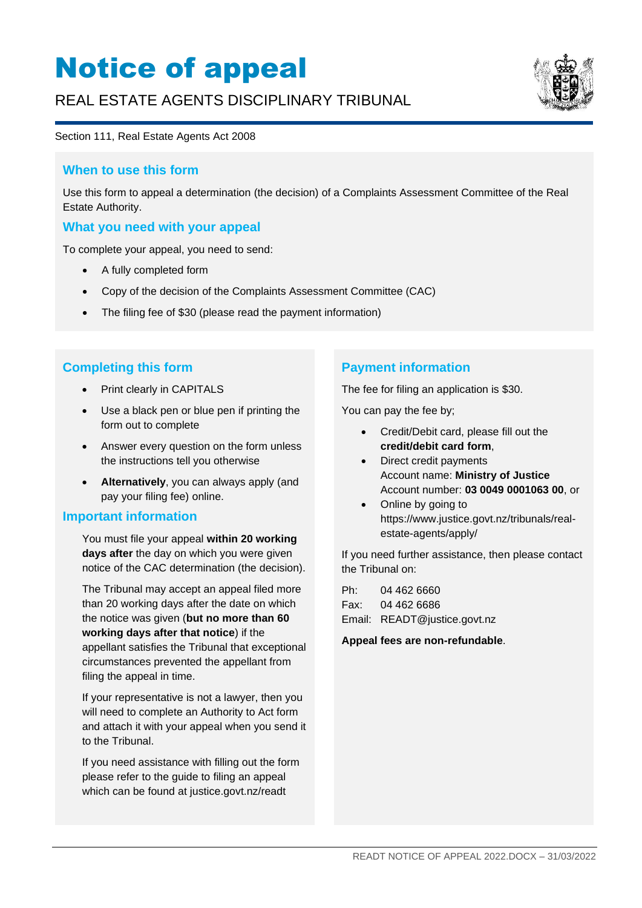# Notice of appeal

REAL ESTATE AGENTS DISCIPLINARY TRIBUNAL

Section 111, Real Estate Agents Act 2008

## When to use this form

Use this form to appeal a determination (the decision) of a Complaints Assessment Committee of the Real Estate Authority.

## What you need with your appeal

To complete your appeal, you need to send:

- A fully completed form
- Copy of the decision of the Complaints Assessment Committee (CAC)
- The filing fee of $30 (please read the payment information)

## Completing this form

- Print clearly in CAPITALS
- Use a black pen or blue pen if printing the form out to complete
- Answer every question on the form unless the instructions tell you otherwise
- **Alternatively**, you can always apply (and pay your filing fee) online.

## Important information

You must file your appeal **within 20 working days after** the day on which you were given notice of the CAC determination (the decision).

The Tribunal may accept an appeal filed more than 20 working days after the date on which the notice was given (**but no more than 60 working days after that notice**) if the appellant satisfies the Tribunal that exceptional circumstances prevented the appellant from filing the appeal in time.

If your representative is not a lawyer, then you will need to complete an Authority to Act form and attach it with your appeal when you send it to the Tribunal.

If you need assistance with filling out the form please refer to the guide to filing an appeal which can be found at justice.govt.nz/readt

## Payment information

The fee for filing an application is $30.

You can pay the fee by;

- Credit/Debit card, please fill out the **credit/debit card form**,
- Direct credit payments  
  Account name: **Ministry of Justice**  
  Account number: **03 0049 0001063 00**, or
- Online by going to https://www.justice.govt.nz/tribunals/real-estate-agents/apply/

If you need further assistance, then please contact the Tribunal on:

Ph: 04 462 6660  
Fax: 04 462 6686  
Email: READT@justice.govt.nz

**Appeal fees are non-refundable**.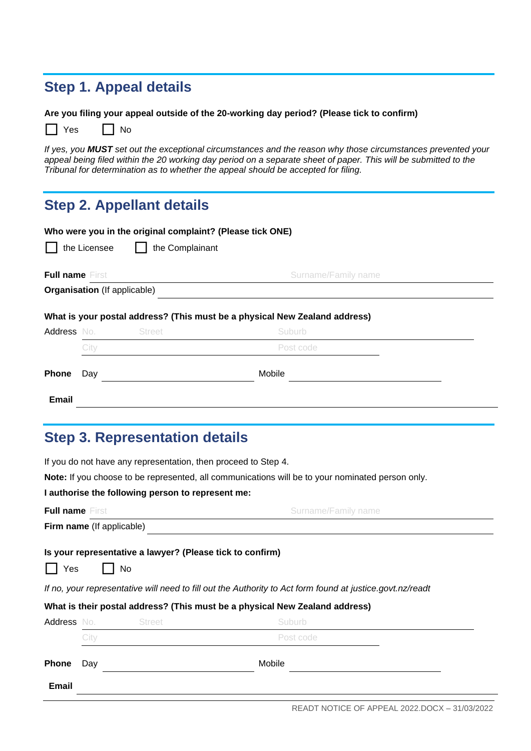## Step 1. Appeal details

**Are you filing your appeal outside of the 20-working day period? (Please tick to confirm)**

☐ Yes ☐ No

*If yes, you **MUST** set out the exceptional circumstances and the reason why those circumstances prevented your appeal being filed within the 20 working day period on a separate sheet of paper. This will be submitted to the Tribunal for determination as to whether the appeal should be accepted for filing.*

## Step 2. Appellant details

**Who were you in the original complaint? (Please tick ONE)**

☐ the Licensee ☐ the Complainant

**Full name** First \_\_\_\_\_\_\_\_\_\_ Surname/Family name \_\_\_\_\_\_\_\_\_\_

**Organisation** (If applicable) \_\_\_\_\_\_\_\_\_\_

**What is your postal address? (This must be a physical New Zealand address)**

Address No. \_\_\_\_ Street \_\_\_\_\_\_\_\_ Suburb \_\_\_\_\_\_\_\_

City \_\_\_\_\_\_\_\_ Post code \_\_\_\_

**Phone** Day \_\_\_\_\_\_\_\_\_\_ Mobile \_\_\_\_\_\_\_\_\_\_

**Email** \_\_\_\_\_\_\_\_\_\_

## Step 3. Representation details

If you do not have any representation, then proceed to Step 4.

**Note:** If you choose to be represented, all communications will be to your nominated person only.

**I authorise the following person to represent me:**

**Full name** First \_\_\_\_\_\_\_\_\_\_ Surname/Family name \_\_\_\_\_\_\_\_\_\_

**Firm name** (If applicable) \_\_\_\_\_\_\_\_\_\_

**Is your representative a lawyer? (Please tick to confirm)**

☐ Yes ☐ No

*If no, your representative will need to fill out the Authority to Act form found at justice.govt.nz/readt*

**What is their postal address? (This must be a physical New Zealand address)**

Address No. \_\_\_\_ Street \_\_\_\_\_\_\_\_ Suburb \_\_\_\_\_\_\_\_

City \_\_\_\_\_\_\_\_ Post code \_\_\_\_

**Phone** Day \_\_\_\_\_\_\_\_\_\_ Mobile \_\_\_\_\_\_\_\_\_\_

**Email** \_\_\_\_\_\_\_\_\_\_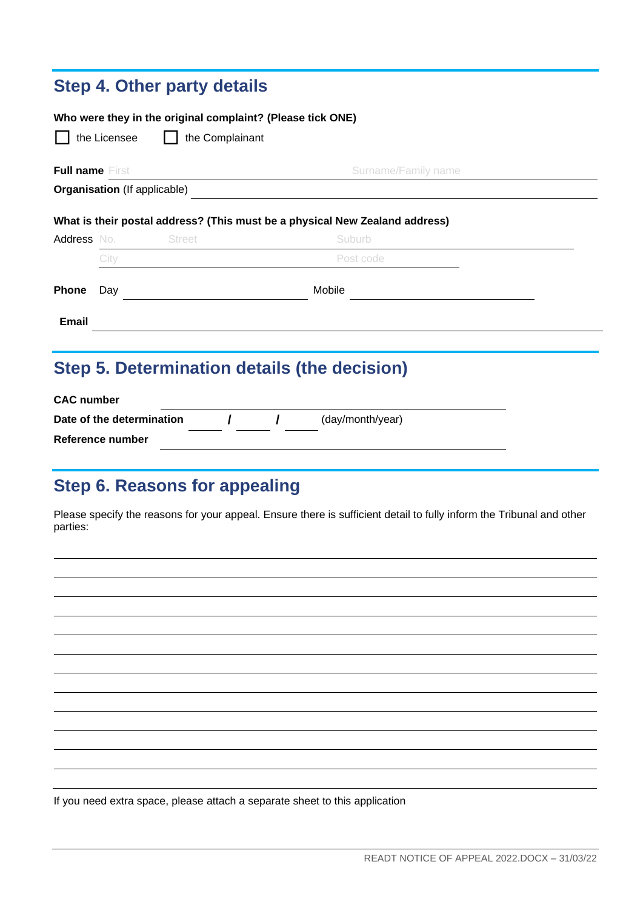## Step 4. Other party details

**Who were they in the original complaint? (Please tick ONE)**

☐ the Licensee ☐ the Complainant

**Full name** First \_\_\_\_\_\_\_\_\_\_ Surname/Family name \_\_\_\_\_\_\_\_\_\_

**Organisation** (If applicable) \_\_\_\_\_\_\_\_\_\_

**What is their postal address? (This must be a physical New Zealand address)**

Address No. \_\_\_\_ Street \_\_\_\_\_\_\_\_\_\_ Suburb \_\_\_\_\_\_\_\_\_\_

City \_\_\_\_\_\_\_\_\_\_ Post code \_\_\_\_\_\_\_\_\_\_

**Phone** Day \_\_\_\_\_\_\_\_\_\_ Mobile \_\_\_\_\_\_\_\_\_\_

**Email** \_\_\_\_\_\_\_\_\_\_

## Step 5. Determination details (the decision)

**CAC number** \_\_\_\_\_\_\_\_\_\_

**Date of the determination** \_\_\_\_ / \_\_\_\_ / \_\_\_\_ (day/month/year)

**Reference number** \_\_\_\_\_\_\_\_\_\_

## Step 6. Reasons for appealing

Please specify the reasons for your appeal. Ensure there is sufficient detail to fully inform the Tribunal and other parties:

\_\_\_\_\_\_\_\_\_\_\_\_\_\_\_\_\_\_\_\_\_\_\_\_\_\_\_\_\_\_\_\_\_\_\_\_\_\_\_\_

\_\_\_\_\_\_\_\_\_\_\_\_\_\_\_\_\_\_\_\_\_\_\_\_\_\_\_\_\_\_\_\_\_\_\_\_\_\_\_\_

\_\_\_\_\_\_\_\_\_\_\_\_\_\_\_\_\_\_\_\_\_\_\_\_\_\_\_\_\_\_\_\_\_\_\_\_\_\_\_\_

\_\_\_\_\_\_\_\_\_\_\_\_\_\_\_\_\_\_\_\_\_\_\_\_\_\_\_\_\_\_\_\_\_\_\_\_\_\_\_\_

\_\_\_\_\_\_\_\_\_\_\_\_\_\_\_\_\_\_\_\_\_\_\_\_\_\_\_\_\_\_\_\_\_\_\_\_\_\_\_\_

\_\_\_\_\_\_\_\_\_\_\_\_\_\_\_\_\_\_\_\_\_\_\_\_\_\_\_\_\_\_\_\_\_\_\_\_\_\_\_\_

\_\_\_\_\_\_\_\_\_\_\_\_\_\_\_\_\_\_\_\_\_\_\_\_\_\_\_\_\_\_\_\_\_\_\_\_\_\_\_\_

\_\_\_\_\_\_\_\_\_\_\_\_\_\_\_\_\_\_\_\_\_\_\_\_\_\_\_\_\_\_\_\_\_\_\_\_\_\_\_\_

\_\_\_\_\_\_\_\_\_\_\_\_\_\_\_\_\_\_\_\_\_\_\_\_\_\_\_\_\_\_\_\_\_\_\_\_\_\_\_\_

\_\_\_\_\_\_\_\_\_\_\_\_\_\_\_\_\_\_\_\_\_\_\_\_\_\_\_\_\_\_\_\_\_\_\_\_\_\_\_\_

\_\_\_\_\_\_\_\_\_\_\_\_\_\_\_\_\_\_\_\_\_\_\_\_\_\_\_\_\_\_\_\_\_\_\_\_\_\_\_\_

\_\_\_\_\_\_\_\_\_\_\_\_\_\_\_\_\_\_\_\_\_\_\_\_\_\_\_\_\_\_\_\_\_\_\_\_\_\_\_\_

\_\_\_\_\_\_\_\_\_\_\_\_\_\_\_\_\_\_\_\_\_\_\_\_\_\_\_\_\_\_\_\_\_\_\_\_\_\_\_\_

If you need extra space, please attach a separate sheet to this application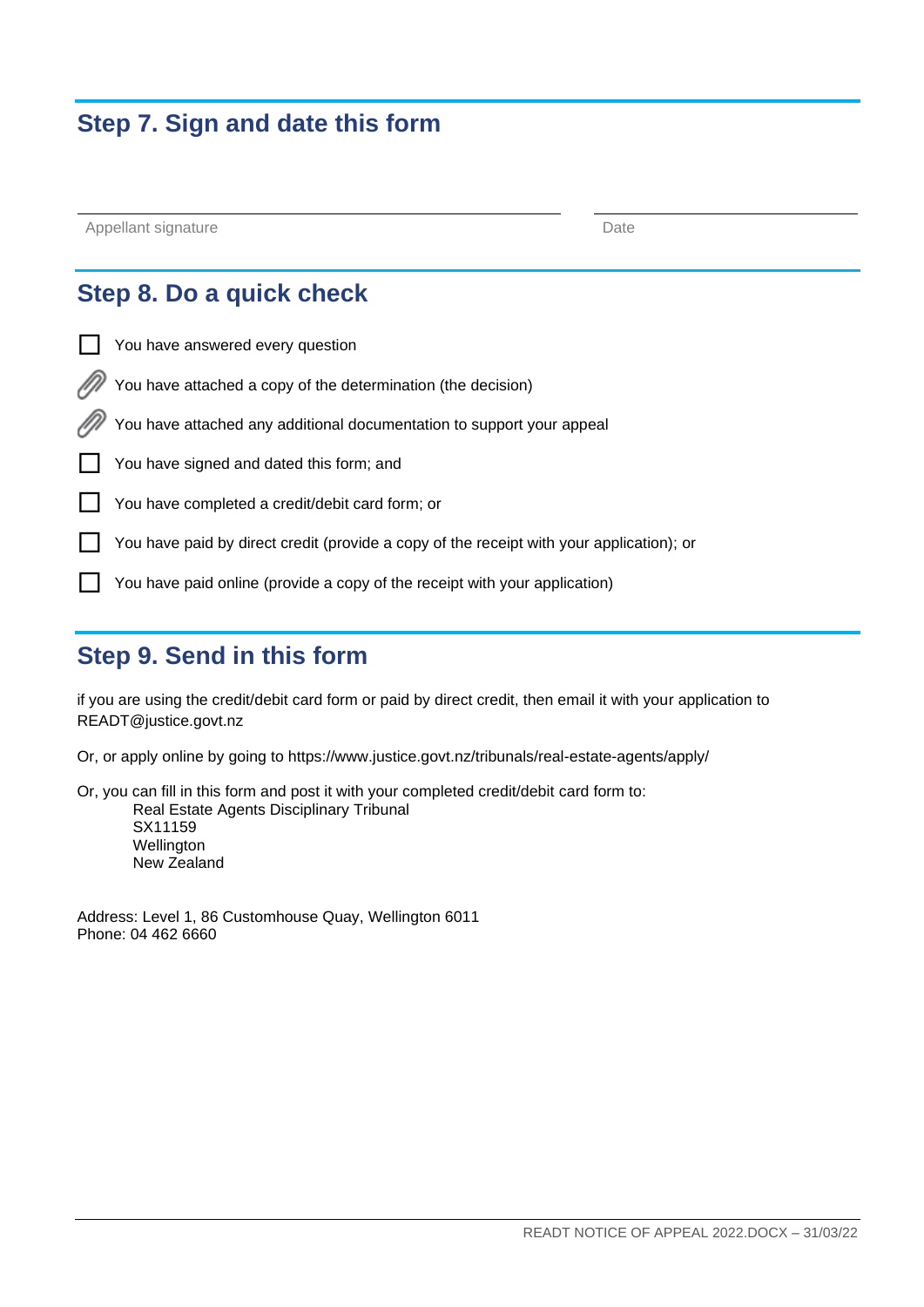## Step 7. Sign and date this form

Appellant signature Date

## Step 8. Do a quick check

- ☐ You have answered every question
- You have attached a copy of the determination (the decision)
- You have attached any additional documentation to support your appeal
- ☐ You have signed and dated this form; and
- ☐ You have completed a credit/debit card form; or
- ☐ You have paid by direct credit (provide a copy of the receipt with your application); or
- ☐ You have paid online (provide a copy of the receipt with your application)

## Step 9. Send in this form

if you are using the credit/debit card form or paid by direct credit, then email it with your application to READT@justice.govt.nz

Or, or apply online by going to https://www.justice.govt.nz/tribunals/real-estate-agents/apply/

Or, you can fill in this form and post it with your completed credit/debit card form to:

Real Estate Agents Disciplinary Tribunal
SX11159
Wellington
New Zealand

Address: Level 1, 86 Customhouse Quay, Wellington 6011
Phone: 04 462 6660